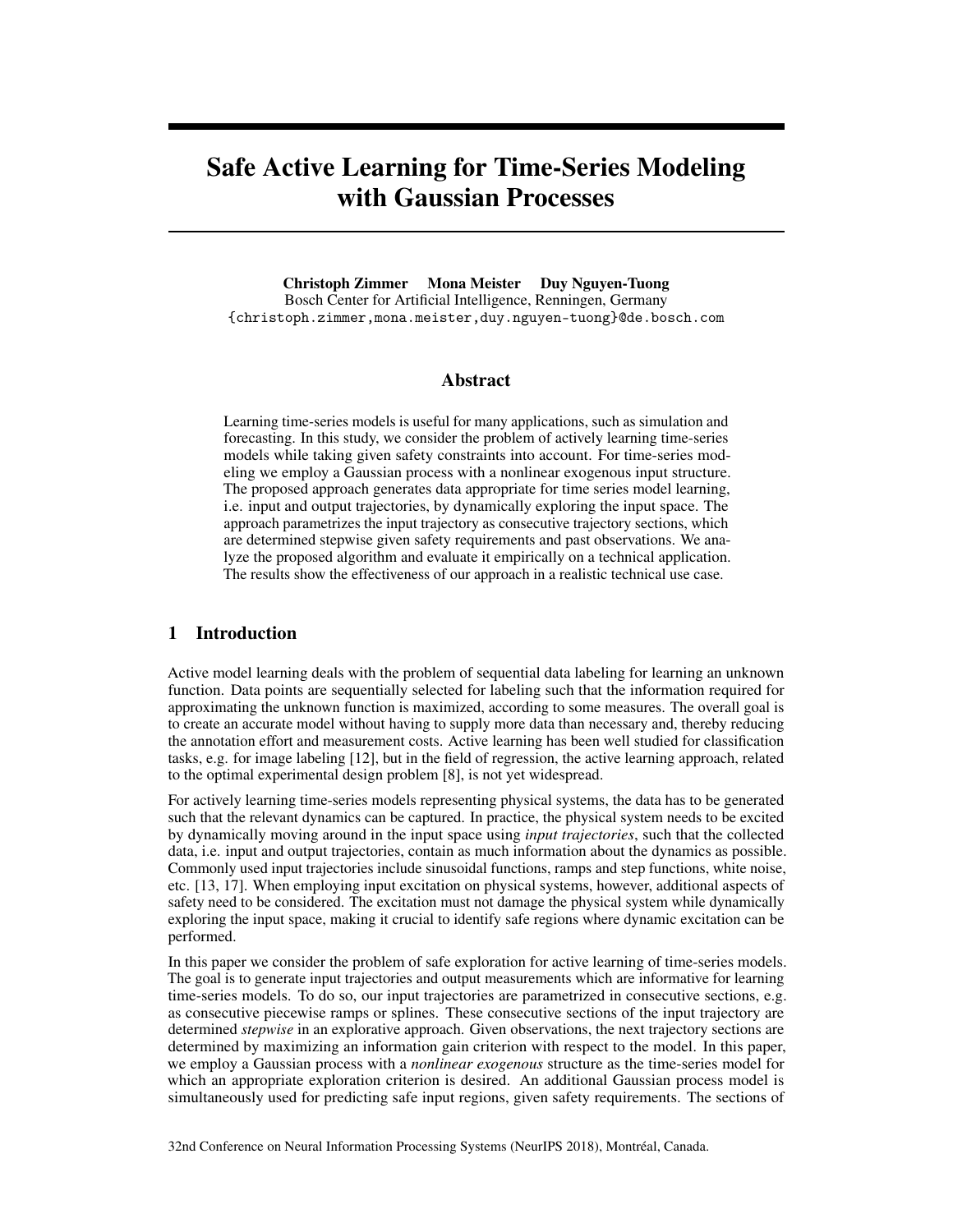# Safe Active Learning for Time-Series Modeling with Gaussian Processes

**Christoph Zimmer Mona Meister Duy Nguyen-Tuong**
Bosch Center for Artificial Intelligence, Renningen, Germany
{christoph.zimmer,mona.meister,duy.nguyen-tuong}@de.bosch.com

## Abstract

Learning time-series models is useful for many applications, such as simulation and forecasting. In this study, we consider the problem of actively learning time-series models while taking given safety constraints into account. For time-series modeling we employ a Gaussian process with a nonlinear exogenous input structure. The proposed approach generates data appropriate for time series model learning, i.e. input and output trajectories, by dynamically exploring the input space. The approach parametrizes the input trajectory as consecutive trajectory sections, which are determined stepwise given safety requirements and past observations. We analyze the proposed algorithm and evaluate it empirically on a technical application. The results show the effectiveness of our approach in a realistic technical use case.

## 1 Introduction

Active model learning deals with the problem of sequential data labeling for learning an unknown function. Data points are sequentially selected for labeling such that the information required for approximating the unknown function is maximized, according to some measures. The overall goal is to create an accurate model without having to supply more data than necessary and, thereby reducing the annotation effort and measurement costs. Active learning has been well studied for classification tasks, e.g. for image labeling [12], but in the field of regression, the active learning approach, related to the optimal experimental design problem [8], is not yet widespread.

For actively learning time-series models representing physical systems, the data has to be generated such that the relevant dynamics can be captured. In practice, the physical system needs to be excited by dynamically moving around in the input space using *input trajectories*, such that the collected data, i.e. input and output trajectories, contain as much information about the dynamics as possible. Commonly used input trajectories include sinusoidal functions, ramps and step functions, white noise, etc. [13, 17]. When employing input excitation on physical systems, however, additional aspects of safety need to be considered. The excitation must not damage the physical system while dynamically exploring the input space, making it crucial to identify safe regions where dynamic excitation can be performed.

In this paper we consider the problem of safe exploration for active learning of time-series models. The goal is to generate input trajectories and output measurements which are informative for learning time-series models. To do so, our input trajectories are parametrized in consecutive sections, e.g. as consecutive piecewise ramps or splines. These consecutive sections of the input trajectory are determined *stepwise* in an explorative approach. Given observations, the next trajectory sections are determined by maximizing an information gain criterion with respect to the model. In this paper, we employ a Gaussian process with a *nonlinear exogenous* structure as the time-series model for which an appropriate exploration criterion is desired. An additional Gaussian process model is simultaneously used for predicting safe input regions, given safety requirements. The sections of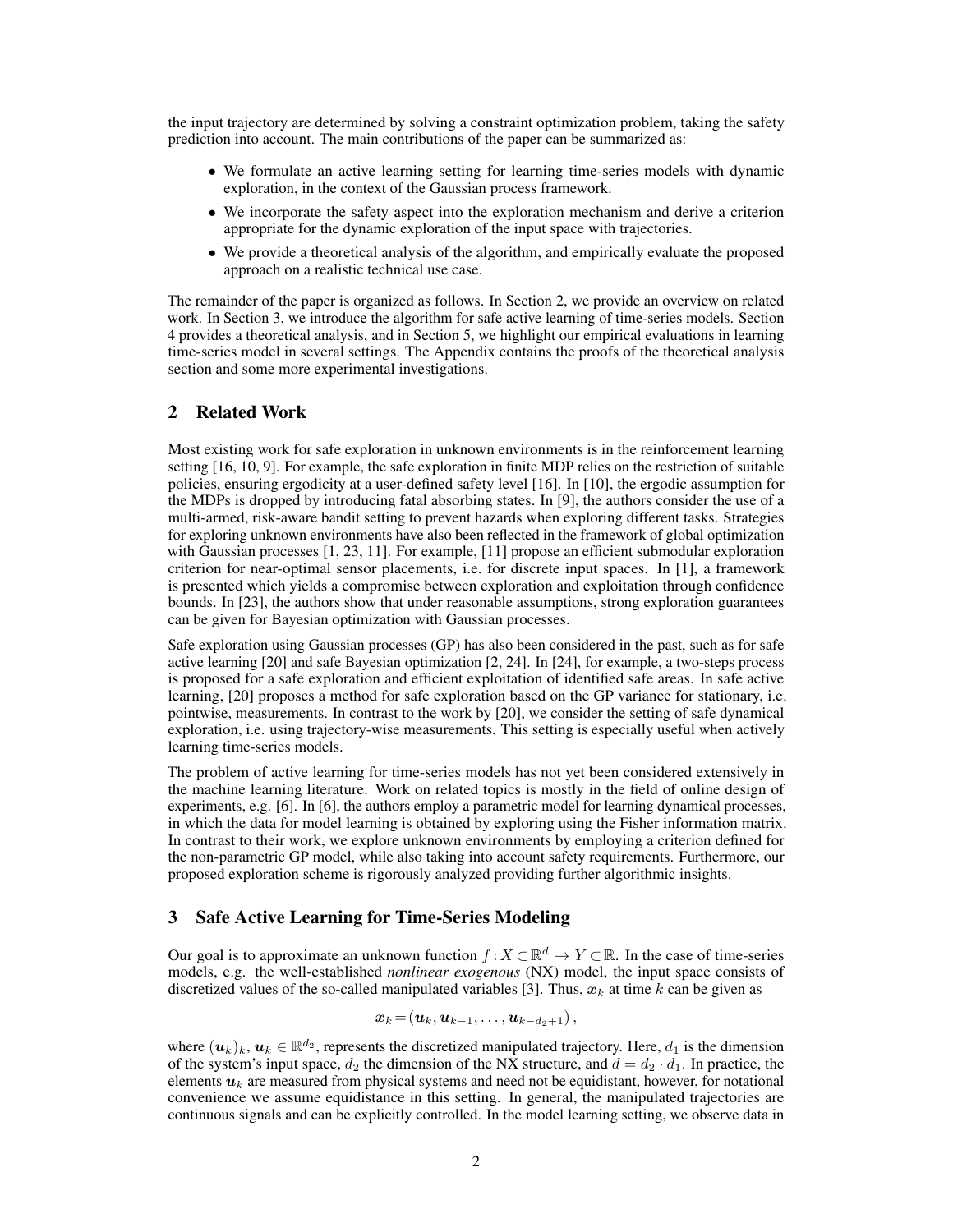the input trajectory are determined by solving a constraint optimization problem, taking the safety prediction into account. The main contributions of the paper can be summarized as:

- We formulate an active learning setting for learning time-series models with dynamic exploration, in the context of the Gaussian process framework.
- We incorporate the safety aspect into the exploration mechanism and derive a criterion appropriate for the dynamic exploration of the input space with trajectories.
- We provide a theoretical analysis of the algorithm, and empirically evaluate the proposed approach on a realistic technical use case.

The remainder of the paper is organized as follows. In Section 2, we provide an overview on related work. In Section 3, we introduce the algorithm for safe active learning of time-series models. Section 4 provides a theoretical analysis, and in Section 5, we highlight our empirical evaluations in learning time-series model in several settings. The Appendix contains the proofs of the theoretical analysis section and some more experimental investigations.

## 2 Related Work

Most existing work for safe exploration in unknown environments is in the reinforcement learning setting [16, 10, 9]. For example, the safe exploration in finite MDP relies on the restriction of suitable policies, ensuring ergodicity at a user-defined safety level [16]. In [10], the ergodic assumption for the MDPs is dropped by introducing fatal absorbing states. In [9], the authors consider the use of a multi-armed, risk-aware bandit setting to prevent hazards when exploring different tasks. Strategies for exploring unknown environments have also been reflected in the framework of global optimization with Gaussian processes [1, 23, 11]. For example, [11] propose an efficient submodular exploration criterion for near-optimal sensor placements, i.e. for discrete input spaces. In [1], a framework is presented which yields a compromise between exploration and exploitation through confidence bounds. In [23], the authors show that under reasonable assumptions, strong exploration guarantees can be given for Bayesian optimization with Gaussian processes.

Safe exploration using Gaussian processes (GP) has also been considered in the past, such as for safe active learning [20] and safe Bayesian optimization [2, 24]. In [24], for example, a two-steps process is proposed for a safe exploration and efficient exploitation of identified safe areas. In safe active learning, [20] proposes a method for safe exploration based on the GP variance for stationary, i.e. pointwise, measurements. In contrast to the work by [20], we consider the setting of safe dynamical exploration, i.e. using trajectory-wise measurements. This setting is especially useful when actively learning time-series models.

The problem of active learning for time-series models has not yet been considered extensively in the machine learning literature. Work on related topics is mostly in the field of online design of experiments, e.g. [6]. In [6], the authors employ a parametric model for learning dynamical processes, in which the data for model learning is obtained by exploring using the Fisher information matrix. In contrast to their work, we explore unknown environments by employing a criterion defined for the non-parametric GP model, while also taking into account safety requirements. Furthermore, our proposed exploration scheme is rigorously analyzed providing further algorithmic insights.

## 3 Safe Active Learning for Time-Series Modeling

Our goal is to approximate an unknown function $f : X \subset \mathbb{R}^d \to Y \subset \mathbb{R}$. In the case of time-series models, e.g. the well-established *nonlinear exogenous* (NX) model, the input space consists of discretized values of the so-called manipulated variables [3]. Thus, $\boldsymbol{x}_k$ at time $k$ can be given as

$$\boldsymbol{x}_k = (\boldsymbol{u}_k, \boldsymbol{u}_{k-1}, \ldots, \boldsymbol{u}_{k-d_2+1}) \,,$$

where $(\boldsymbol{u}_k)_k$, $\boldsymbol{u}_k \in \mathbb{R}^{d_2}$, represents the discretized manipulated trajectory. Here, $d_1$ is the dimension of the system's input space, $d_2$ the dimension of the NX structure, and $d = d_2 \cdot d_1$. In practice, the elements $\boldsymbol{u}_k$ are measured from physical systems and need not be equidistant, however, for notational convenience we assume equidistance in this setting. In general, the manipulated trajectories are continuous signals and can be explicitly controlled. In the model learning setting, we observe data in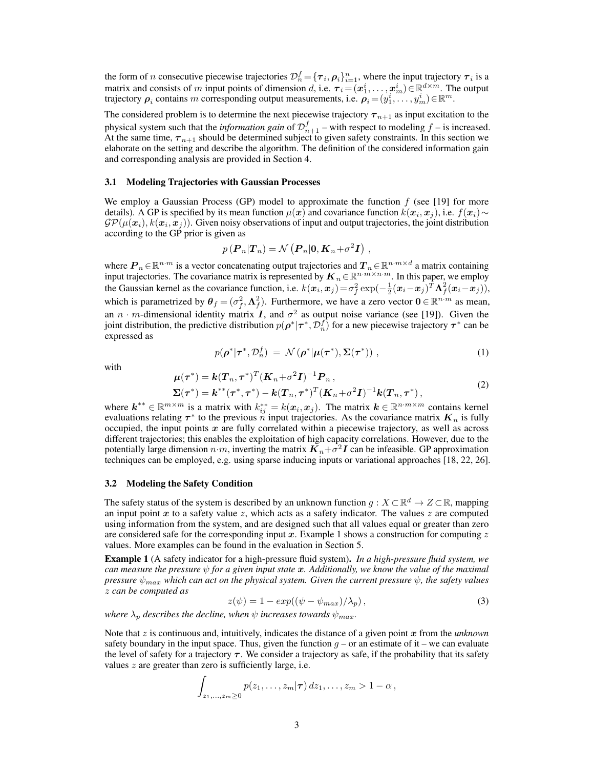the form of $n$ consecutive piecewise trajectories $\mathcal{D}_n^f = \{\boldsymbol{\tau}_i, \boldsymbol{\rho}_i\}_{i=1}^n$, where the input trajectory $\boldsymbol{\tau}_i$ is a matrix and consists of $m$ input points of dimension $d$, i.e. $\boldsymbol{\tau}_i = (\boldsymbol{x}_1^i, \ldots, \boldsymbol{x}_m^i) \in \mathbb{R}^{d \times m}$. The output trajectory $\boldsymbol{\rho}_i$ contains $m$ corresponding output measurements, i.e. $\boldsymbol{\rho}_i = (y_1^i, \ldots, y_m^i) \in \mathbb{R}^m$.

The considered problem is to determine the next piecewise trajectory $\boldsymbol{\tau}_{n+1}$ as input excitation to the physical system such that the *information gain* of $\mathcal{D}_{n+1}^f$ – with respect to modeling $f$ – is increased. At the same time, $\boldsymbol{\tau}_{n+1}$ should be determined subject to given safety constraints. In this section we elaborate on the setting and describe the algorithm. The definition of the considered information gain and corresponding analysis are provided in Section 4.

### 3.1 Modeling Trajectories with Gaussian Processes

We employ a Gaussian Process (GP) model to approximate the function $f$ (see [19] for more details). A GP is specified by its mean function $\mu(\boldsymbol{x})$ and covariance function $k(\boldsymbol{x}_i, \boldsymbol{x}_j)$, i.e. $f(\boldsymbol{x}_i) \sim \mathcal{GP}(\mu(\boldsymbol{x}_i), k(\boldsymbol{x}_i, \boldsymbol{x}_j))$. Given noisy observations of input and output trajectories, the joint distribution according to the GP prior is given as

$$p(\boldsymbol{P}_n | \boldsymbol{T}_n) = \mathcal{N}\left(\boldsymbol{P}_n | \boldsymbol{0}, \boldsymbol{K}_n + \sigma^2 \boldsymbol{I}\right),$$

where $\boldsymbol{P}_n \in \mathbb{R}^{n \cdot m}$ is a vector concatenating output trajectories and $\boldsymbol{T}_n \in \mathbb{R}^{n \cdot m \times d}$ a matrix containing input trajectories. The covariance matrix is represented by $\boldsymbol{K}_n \in \mathbb{R}^{n \cdot m \times n \cdot m}$. In this paper, we employ the Gaussian kernel as the covariance function, i.e. $k(\boldsymbol{x}_i, \boldsymbol{x}_j) = \sigma_f^2 \exp(-\frac{1}{2}(\boldsymbol{x}_i - \boldsymbol{x}_j)^T \boldsymbol{\Lambda}_f^2 (\boldsymbol{x}_i - \boldsymbol{x}_j))$, which is parametrized by $\boldsymbol{\theta}_f = (\sigma_f^2, \boldsymbol{\Lambda}_f^2)$. Furthermore, we have a zero vector $\boldsymbol{0} \in \mathbb{R}^{n \cdot m}$ as mean, an $n \cdot m$-dimensional identity matrix $\boldsymbol{I}$, and $\sigma^2$ as output noise variance (see [19]). Given the joint distribution, the predictive distribution $p(\boldsymbol{\rho}^* | \boldsymbol{\tau}^*, \mathcal{D}_n^f)$ for a new piecewise trajectory $\boldsymbol{\tau}^*$ can be expressed as

$$p(\boldsymbol{\rho}^* | \boldsymbol{\tau}^*, \mathcal{D}_n^f) = \mathcal{N}\left(\boldsymbol{\rho}^* | \boldsymbol{\mu}(\boldsymbol{\tau}^*), \boldsymbol{\Sigma}(\boldsymbol{\tau}^*)\right), \tag{1}$$

with

$$\begin{aligned} \boldsymbol{\mu}(\boldsymbol{\tau}^*) &= \boldsymbol{k}(\boldsymbol{T}_n, \boldsymbol{\tau}^*)^T (\boldsymbol{K}_n + \sigma^2 \boldsymbol{I})^{-1} \boldsymbol{P}_n, \\ \boldsymbol{\Sigma}(\boldsymbol{\tau}^*) &= \boldsymbol{k}^{**}(\boldsymbol{\tau}^*, \boldsymbol{\tau}^*) - \boldsymbol{k}(\boldsymbol{T}_n, \boldsymbol{\tau}^*)^T (\boldsymbol{K}_n + \sigma^2 \boldsymbol{I})^{-1} \boldsymbol{k}(\boldsymbol{T}_n, \boldsymbol{\tau}^*), \end{aligned} \tag{2}$$

where $\boldsymbol{k}^{**} \in \mathbb{R}^{m \times m}$ is a matrix with $k_{ij}^{**} = k(\boldsymbol{x}_i, \boldsymbol{x}_j)$. The matrix $\boldsymbol{k} \in \mathbb{R}^{n \cdot m \times m}$ contains kernel evaluations relating $\boldsymbol{\tau}^*$ to the previous $n$ input trajectories. As the covariance matrix $\boldsymbol{K}_n$ is fully occupied, the input points $\boldsymbol{x}$ are fully correlated within a piecewise trajectory, as well as across different trajectories; this enables the exploitation of high capacity correlations. However, due to the potentially large dimension $n \cdot m$, inverting the matrix $\boldsymbol{K}_n + \sigma^2 \boldsymbol{I}$ can be infeasible. GP approximation techniques can be employed, e.g. using sparse inducing inputs or variational approaches [18, 22, 26].

### 3.2 Modeling the Safety Condition

The safety status of the system is described by an unknown function $g : X \subset \mathbb{R}^d \rightarrow Z \subset \mathbb{R}$, mapping an input point $\boldsymbol{x}$ to a safety value $z$, which acts as a safety indicator. The values $z$ are computed using information from the system, and are designed such that all values equal or greater than zero are considered safe for the corresponding input $\boldsymbol{x}$. Example 1 shows a construction for computing $z$ values. More examples can be found in the evaluation in Section 5.

**Example 1** (A safety indicator for a high-pressure fluid system). *In a high-pressure fluid system, we can measure the pressure $\psi$ for a given input state $\boldsymbol{x}$. Additionally, we know the value of the maximal pressure $\psi_{max}$ which can act on the physical system. Given the current pressure $\psi$, the safety values $z$ can be computed as*

$$z(\psi) = 1 - exp((\psi - \psi_{max})/\lambda_p), \tag{3}$$

*where $\lambda_p$ describes the decline, when $\psi$ increases towards $\psi_{max}$.*

Note that $z$ is continuous and, intuitively, indicates the distance of a given point $\boldsymbol{x}$ from the *unknown* safety boundary in the input space. Thus, given the function $g$ – or an estimate of it – we can evaluate the level of safety for a trajectory $\boldsymbol{\tau}$. We consider a trajectory as safe, if the probability that its safety values $z$ are greater than zero is sufficiently large, i.e.

$$\int_{z_1, \ldots, z_m \geq 0} p(z_1, \ldots, z_m | \boldsymbol{\tau}) \, dz_1, \ldots, z_m > 1 - \alpha,$$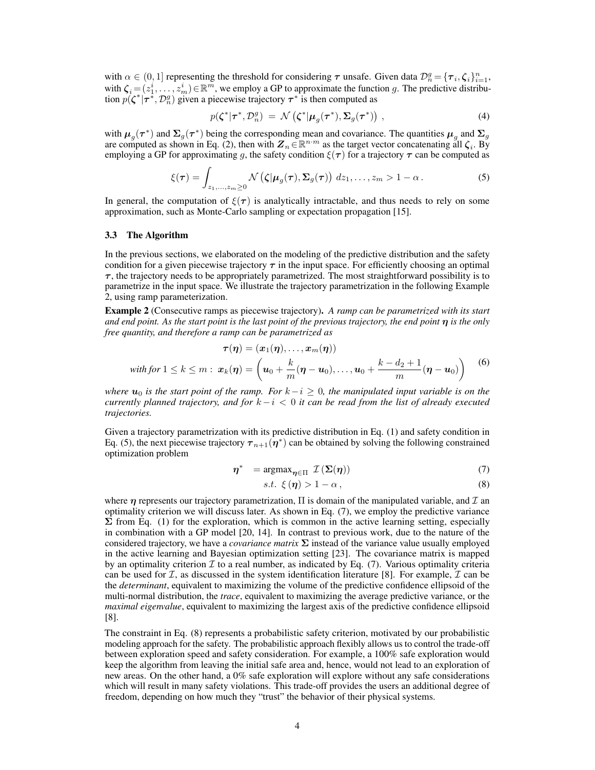with $\alpha \in (0, 1]$ representing the threshold for considering $\boldsymbol{\tau}$ unsafe. Given data $\mathcal{D}_n^g = \{\boldsymbol{\tau}_i, \boldsymbol{\zeta}_i\}_{i=1}^n$, with $\boldsymbol{\zeta}_i = (z_1^i, \ldots, z_m^i) \in \mathbb{R}^m$, we employ a GP to approximate the function $g$. The predictive distribution $p(\boldsymbol{\zeta}^* | \boldsymbol{\tau}^*, \mathcal{D}_n^g)$ given a piecewise trajectory $\boldsymbol{\tau}^*$ is then computed as

$$p(\boldsymbol{\zeta}^* | \boldsymbol{\tau}^*, \mathcal{D}_n^g) \;=\; \mathcal{N}\left(\boldsymbol{\zeta}^* | \boldsymbol{\mu}_g(\boldsymbol{\tau}^*), \boldsymbol{\Sigma}_g(\boldsymbol{\tau}^*)\right) \,, \tag{4}$$

with $\boldsymbol{\mu}_g(\boldsymbol{\tau}^*)$ and $\boldsymbol{\Sigma}_g(\boldsymbol{\tau}^*)$ being the corresponding mean and covariance. The quantities $\boldsymbol{\mu}_g$ and $\boldsymbol{\Sigma}_g$ are computed as shown in Eq. (2), then with $\boldsymbol{Z}_n \in \mathbb{R}^{n \cdot m}$ as the target vector concatenating all $\boldsymbol{\zeta}_i$. By employing a GP for approximating $g$, the safety condition $\xi(\boldsymbol{\tau})$ for a trajectory $\boldsymbol{\tau}$ can be computed as

$$\xi(\boldsymbol{\tau}) = \int_{z_1, \ldots, z_m \geq 0} \mathcal{N}\left(\boldsymbol{\zeta} | \boldsymbol{\mu}_g(\boldsymbol{\tau}), \boldsymbol{\Sigma}_g(\boldsymbol{\tau})\right) \, dz_1, \ldots, z_m > 1 - \alpha \,. \tag{5}$$

In general, the computation of $\xi(\boldsymbol{\tau})$ is analytically intractable, and thus needs to rely on some approximation, such as Monte-Carlo sampling or expectation propagation [15].

### 3.3 The Algorithm

In the previous sections, we elaborated on the modeling of the predictive distribution and the safety condition for a given piecewise trajectory $\boldsymbol{\tau}$ in the input space. For efficiently choosing an optimal $\boldsymbol{\tau}$, the trajectory needs to be appropriately parametrized. The most straightforward possibility is to parametrize in the input space. We illustrate the trajectory parametrization in the following Example 2, using ramp parameterization.

**Example 2** (Consecutive ramps as piecewise trajectory)**.** *A ramp can be parametrized with its start and end point. As the start point is the last point of the previous trajectory, the end point $\boldsymbol{\eta}$ is the only free quantity, and therefore a ramp can be parametrized as*

$$\begin{aligned} \boldsymbol{\tau}(\boldsymbol{\eta}) &= (\boldsymbol{x}_1(\boldsymbol{\eta}), \ldots, \boldsymbol{x}_m(\boldsymbol{\eta})) \\ \textit{with for } 1 \leq k \leq m: \; \boldsymbol{x}_k(\boldsymbol{\eta}) &= \left(\boldsymbol{u}_0 + \frac{k}{m}(\boldsymbol{\eta} - \boldsymbol{u}_0), \ldots, \boldsymbol{u}_0 + \frac{k - d_2 + 1}{m}(\boldsymbol{\eta} - \boldsymbol{u}_0)\right) \end{aligned} \tag{6}$$

*where $\boldsymbol{u}_0$ is the start point of the ramp. For $k - i \geq 0$, the manipulated input variable is on the currently planned trajectory, and for $k - i < 0$ it can be read from the list of already executed trajectories.*

Given a trajectory parametrization with its predictive distribution in Eq. (1) and safety condition in Eq. (5), the next piecewise trajectory $\boldsymbol{\tau}_{n+1}(\boldsymbol{\eta}^*)$ can be obtained by solving the following constrained optimization problem

$$\boldsymbol{\eta}^* \;\; = \text{argmax}_{\boldsymbol{\eta} \in \Pi} \; \mathcal{I}\left(\boldsymbol{\Sigma}(\boldsymbol{\eta})\right) \tag{7}$$

$$s.t. \;\; \xi\left(\boldsymbol{\eta}\right) > 1 - \alpha \,, \tag{8}$$

where $\boldsymbol{\eta}$ represents our trajectory parametrization, $\Pi$ is domain of the manipulated variable, and $\mathcal{I}$ an optimality criterion we will discuss later. As shown in Eq. (7), we employ the predictive variance $\boldsymbol{\Sigma}$ from Eq. (1) for the exploration, which is common in the active learning setting, especially in combination with a GP model [20, 14]. In contrast to previous work, due to the nature of the considered trajectory, we have a *covariance matrix* $\boldsymbol{\Sigma}$ instead of the variance value usually employed in the active learning and Bayesian optimization setting [23]. The covariance matrix is mapped by an optimality criterion $\mathcal{I}$ to a real number, as indicated by Eq. (7). Various optimality criteria can be used for $\mathcal{I}$, as discussed in the system identification literature [8]. For example, $\mathcal{I}$ can be the *determinant*, equivalent to maximizing the volume of the predictive confidence ellipsoid of the multi-normal distribution, the *trace*, equivalent to maximizing the average predictive variance, or the *maximal eigenvalue*, equivalent to maximizing the largest axis of the predictive confidence ellipsoid [8].

The constraint in Eq. (8) represents a probabilistic safety criterion, motivated by our probabilistic modeling approach for the safety. The probabilistic approach flexibly allows us to control the trade-off between exploration speed and safety consideration. For example, a 100% safe exploration would keep the algorithm from leaving the initial safe area and, hence, would not lead to an exploration of new areas. On the other hand, a 0% safe exploration will explore without any safe considerations which will result in many safety violations. This trade-off provides the users an additional degree of freedom, depending on how much they "trust" the behavior of their physical systems.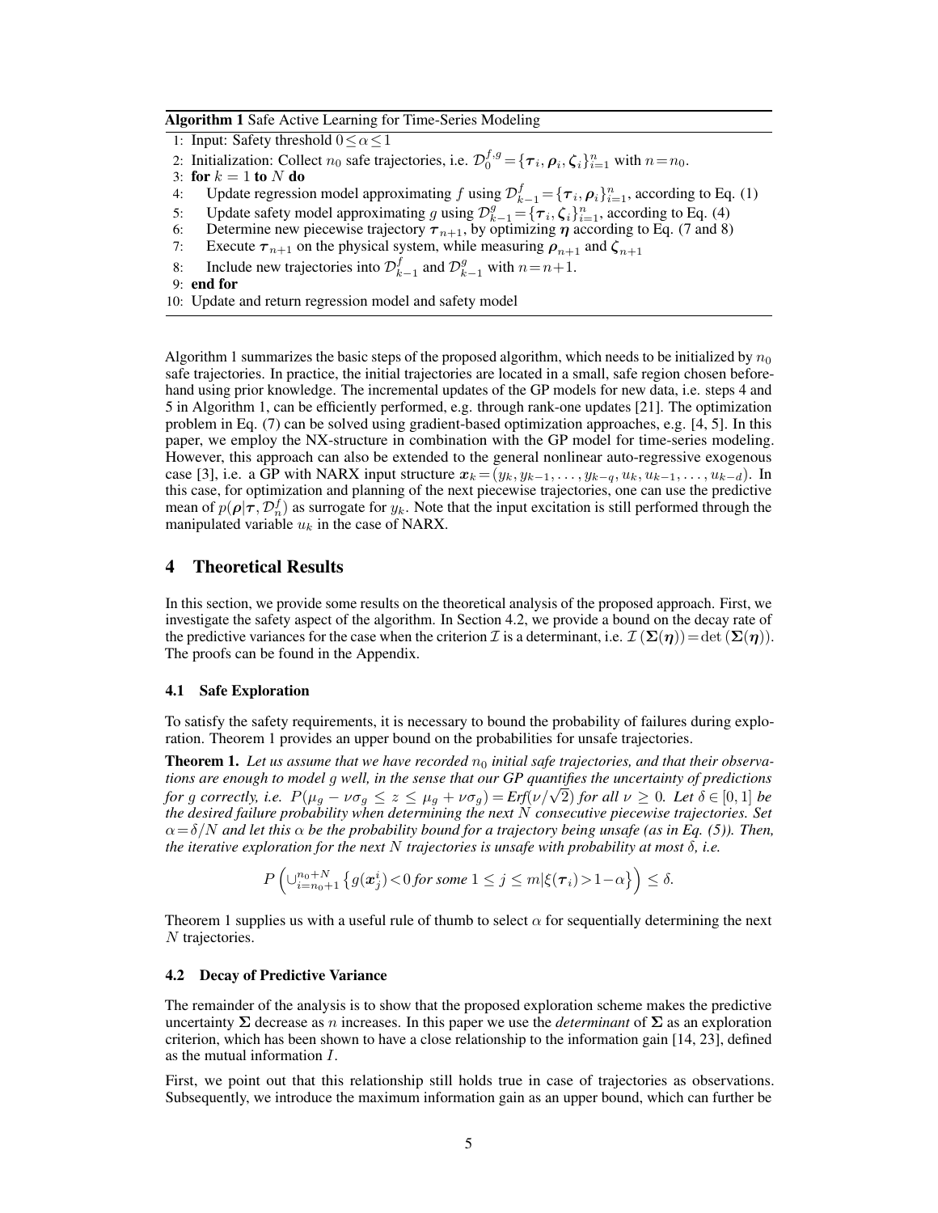**Algorithm 1** Safe Active Learning for Time-Series Modeling

1: Input: Safety threshold $0 \leq \alpha \leq 1$
2: Initialization: Collect $n_0$ safe trajectories, i.e. $\mathcal{D}_0^{f,g} = \{\boldsymbol{\tau}_i, \boldsymbol{\rho}_i, \boldsymbol{\zeta}_i\}_{i=1}^n$ with $n = n_0$.
3: **for** $k = 1$ **to** $N$ **do**
4: Update regression model approximating $f$ using $\mathcal{D}_{k-1}^f = \{\boldsymbol{\tau}_i, \boldsymbol{\rho}_i\}_{i=1}^n$, according to Eq. (1)
5: Update safety model approximating $g$ using $\mathcal{D}_{k-1}^g = \{\boldsymbol{\tau}_i, \boldsymbol{\zeta}_i\}_{i=1}^n$, according to Eq. (4)
6: Determine new piecewise trajectory $\boldsymbol{\tau}_{n+1}$, by optimizing $\boldsymbol{\eta}$ according to Eq. (7 and 8)
7: Execute $\boldsymbol{\tau}_{n+1}$ on the physical system, while measuring $\boldsymbol{\rho}_{n+1}$ and $\boldsymbol{\zeta}_{n+1}$
8: Include new trajectories into $\mathcal{D}_{k-1}^f$ and $\mathcal{D}_{k-1}^g$ with $n = n+1$.
9: **end for**
10: Update and return regression model and safety model

Algorithm 1 summarizes the basic steps of the proposed algorithm, which needs to be initialized by $n_0$ safe trajectories. In practice, the initial trajectories are located in a small, safe region chosen beforehand using prior knowledge. The incremental updates of the GP models for new data, i.e. steps 4 and 5 in Algorithm 1, can be efficiently performed, e.g. through rank-one updates [21]. The optimization problem in Eq. (7) can be solved using gradient-based optimization approaches, e.g. [4, 5]. In this paper, we employ the NX-structure in combination with the GP model for time-series modeling. However, this approach can also be extended to the general nonlinear auto-regressive exogenous case [3], i.e. a GP with NARX input structure $\boldsymbol{x}_k = (y_k, y_{k-1}, \ldots, y_{k-q}, u_k, u_{k-1}, \ldots, u_{k-d})$. In this case, for optimization and planning of the next piecewise trajectories, one can use the predictive mean of $p(\boldsymbol{\rho}|\boldsymbol{\tau}, \mathcal{D}_n^f)$ as surrogate for $y_k$. Note that the input excitation is still performed through the manipulated variable $u_k$ in the case of NARX.

## 4 Theoretical Results

In this section, we provide some results on the theoretical analysis of the proposed approach. First, we investigate the safety aspect of the algorithm. In Section 4.2, we provide a bound on the decay rate of the predictive variances for the case when the criterion $\mathcal{I}$ is a determinant, i.e. $\mathcal{I}(\boldsymbol{\Sigma}(\boldsymbol{\eta})) = \det(\boldsymbol{\Sigma}(\boldsymbol{\eta}))$. The proofs can be found in the Appendix.

### 4.1 Safe Exploration

To satisfy the safety requirements, it is necessary to bound the probability of failures during exploration. Theorem 1 provides an upper bound on the probabilities for unsafe trajectories.

**Theorem 1.** *Let us assume that we have recorded $n_0$ initial safe trajectories, and that their observations are enough to model $g$ well, in the sense that our GP quantifies the uncertainty of predictions for $g$ correctly, i.e. $P(\mu_g - \nu\sigma_g \leq z \leq \mu_g + \nu\sigma_g) = Erf(\nu/\sqrt{2})$ for all $\nu \geq 0$. Let $\delta \in [0, 1]$ be the desired failure probability when determining the next $N$ consecutive piecewise trajectories. Set $\alpha = \delta/N$ and let this $\alpha$ be the probability bound for a trajectory being unsafe (as in Eq. (5)). Then, the iterative exploration for the next $N$ trajectories is unsafe with probability at most $\delta$, i.e.*

$$P\left(\cup_{i=n_0+1}^{n_0+N}\left\{g(\boldsymbol{x}_j^i) < 0 \, \textit{for some} \; 1 \leq j \leq m | \xi(\boldsymbol{\tau}_i) > 1-\alpha\right\}\right) \leq \delta.$$

Theorem 1 supplies us with a useful rule of thumb to select $\alpha$ for sequentially determining the next $N$ trajectories.

### 4.2 Decay of Predictive Variance

The remainder of the analysis is to show that the proposed exploration scheme makes the predictive uncertainty $\boldsymbol{\Sigma}$ decrease as $n$ increases. In this paper we use the *determinant* of $\boldsymbol{\Sigma}$ as an exploration criterion, which has been shown to have a close relationship to the information gain [14, 23], defined as the mutual information $I$.

First, we point out that this relationship still holds true in case of trajectories as observations. Subsequently, we introduce the maximum information gain as an upper bound, which can further be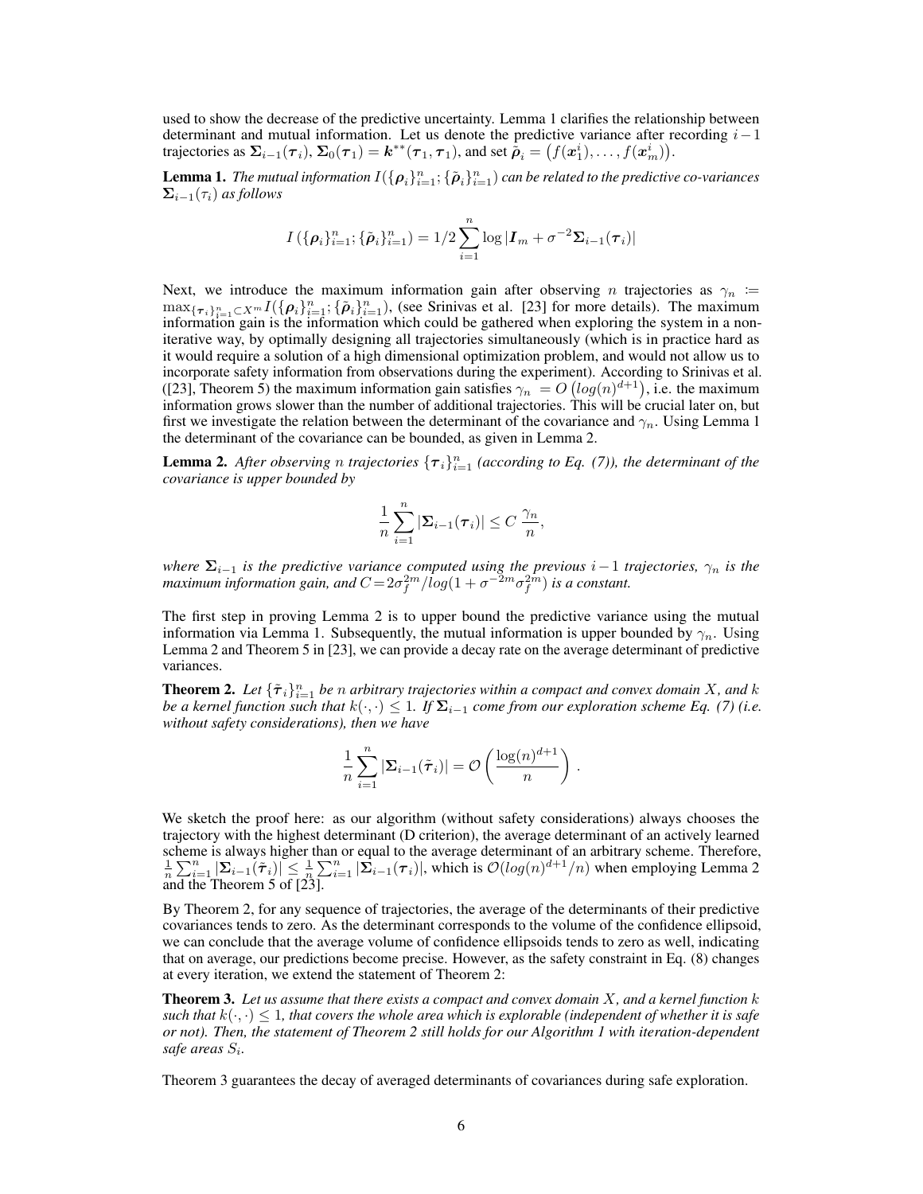used to show the decrease of the predictive uncertainty. Lemma 1 clarifies the relationship between determinant and mutual information. Let us denote the predictive variance after recording $i-1$ trajectories as $\boldsymbol{\Sigma}_{i-1}(\boldsymbol{\tau}_i)$, $\boldsymbol{\Sigma}_0(\boldsymbol{\tau}_1) = \boldsymbol{k}^{**}(\boldsymbol{\tau}_1, \boldsymbol{\tau}_1)$, and set $\tilde{\boldsymbol{\rho}}_i = \left(f(\boldsymbol{x}_1^i), \ldots, f(\boldsymbol{x}_m^i)\right)$.

**Lemma 1.** *The mutual information $I(\{\boldsymbol{\rho}_i\}_{i=1}^n; \{\tilde{\boldsymbol{\rho}}_i\}_{i=1}^n)$ can be related to the predictive co-variances $\boldsymbol{\Sigma}_{i-1}(\tau_i)$ as follows*

$$I\left(\{\boldsymbol{\rho}_i\}_{i=1}^n; \{\tilde{\boldsymbol{\rho}}_i\}_{i=1}^n\right) = 1/2 \sum_{i=1}^n \log |\boldsymbol{I}_m + \sigma^{-2} \boldsymbol{\Sigma}_{i-1}(\boldsymbol{\tau}_i)|$$

Next, we introduce the maximum information gain after observing $n$ trajectories as $\gamma_n := \max_{\{\boldsymbol{\tau}_i\}_{i=1}^n \subset X^m} I(\{\boldsymbol{\rho}_i\}_{i=1}^n; \{\tilde{\boldsymbol{\rho}}_i\}_{i=1}^n)$, (see Srinivas et al. [23] for more details). The maximum information gain is the information which could be gathered when exploring the system in a non-iterative way, by optimally designing all trajectories simultaneously (which is in practice hard as it would require a solution of a high dimensional optimization problem, and would not allow us to incorporate safety information from observations during the experiment). According to Srinivas et al. ([23], Theorem 5) the maximum information gain satisfies $\gamma_n = O\left(log(n)^{d+1}\right)$, i.e. the maximum information grows slower than the number of additional trajectories. This will be crucial later on, but first we investigate the relation between the determinant of the covariance and $\gamma_n$. Using Lemma 1 the determinant of the covariance can be bounded, as given in Lemma 2.

**Lemma 2.** *After observing $n$ trajectories $\{\boldsymbol{\tau}_i\}_{i=1}^n$ (according to Eq. (7)), the determinant of the covariance is upper bounded by*

$$\frac{1}{n} \sum_{i=1}^n |\boldsymbol{\Sigma}_{i-1}(\boldsymbol{\tau}_i)| \leq C \, \frac{\gamma_n}{n},$$

*where $\boldsymbol{\Sigma}_{i-1}$ is the predictive variance computed using the previous $i-1$ trajectories, $\gamma_n$ is the maximum information gain, and $C = 2\sigma_f^{2m}/log(1 + \sigma^{-2m}\sigma_f^{2m})$ is a constant.*

The first step in proving Lemma 2 is to upper bound the predictive variance using the mutual information via Lemma 1. Subsequently, the mutual information is upper bounded by $\gamma_n$. Using Lemma 2 and Theorem 5 in [23], we can provide a decay rate on the average determinant of predictive variances.

**Theorem 2.** *Let $\{\tilde{\boldsymbol{\tau}}_i\}_{i=1}^n$ be $n$ arbitrary trajectories within a compact and convex domain $X$, and $k$ be a kernel function such that $k(\cdot, \cdot) \leq 1$. If $\boldsymbol{\Sigma}_{i-1}$ come from our exploration scheme Eq. (7) (i.e. without safety considerations), then we have*

$$\frac{1}{n} \sum_{i=1}^n |\boldsymbol{\Sigma}_{i-1}(\tilde{\boldsymbol{\tau}}_i)| = \mathcal{O}\left(\frac{\log(n)^{d+1}}{n}\right).$$

We sketch the proof here: as our algorithm (without safety considerations) always chooses the trajectory with the highest determinant (D criterion), the average determinant of an actively learned scheme is always higher than or equal to the average determinant of an arbitrary scheme. Therefore, $\frac{1}{n}\sum_{i=1}^n |\boldsymbol{\Sigma}_{i-1}(\tilde{\boldsymbol{\tau}}_i)| \leq \frac{1}{n}\sum_{i=1}^n |\boldsymbol{\Sigma}_{i-1}(\boldsymbol{\tau}_i)|$, which is $\mathcal{O}(log(n)^{d+1}/n)$ when employing Lemma 2 and the Theorem 5 of [23].

By Theorem 2, for any sequence of trajectories, the average of the determinants of their predictive covariances tends to zero. As the determinant corresponds to the volume of the confidence ellipsoid, we can conclude that the average volume of confidence ellipsoids tends to zero as well, indicating that on average, our predictions become precise. However, as the safety constraint in Eq. (8) changes at every iteration, we extend the statement of Theorem 2:

**Theorem 3.** *Let us assume that there exists a compact and convex domain $X$, and a kernel function $k$ such that $k(\cdot, \cdot) \leq 1$, that covers the whole area which is explorable (independent of whether it is safe or not). Then, the statement of Theorem 2 still holds for our Algorithm 1 with iteration-dependent safe areas $S_i$.*

Theorem 3 guarantees the decay of averaged determinants of covariances during safe exploration.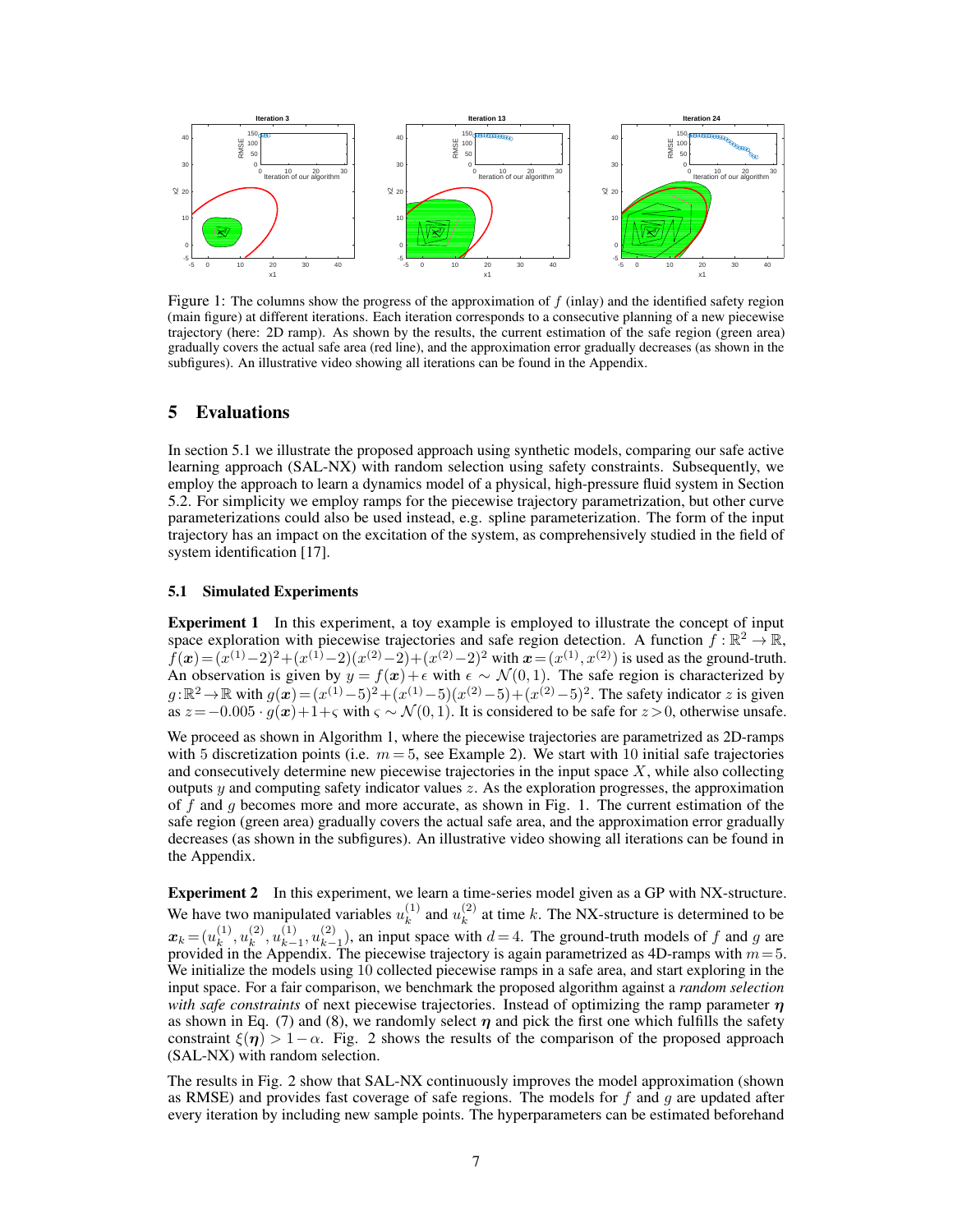Figure 1: The columns show the progress of the approximation of $f$ (inlay) and the identified safety region (main figure) at different iterations. Each iteration corresponds to a consecutive planning of a new piecewise trajectory (here: 2D ramp). As shown by the results, the current estimation of the safe region (green area) gradually covers the actual safe area (red line), and the approximation error gradually decreases (as shown in the subfigures). An illustrative video showing all iterations can be found in the Appendix.

## 5 Evaluations

In section 5.1 we illustrate the proposed approach using synthetic models, comparing our safe active learning approach (SAL-NX) with random selection using safety constraints. Subsequently, we employ the approach to learn a dynamics model of a physical, high-pressure fluid system in Section 5.2. For simplicity we employ ramps for the piecewise trajectory parametrization, but other curve parameterizations could also be used instead, e.g. spline parameterization. The form of the input trajectory has an impact on the excitation of the system, as comprehensively studied in the field of system identification [17].

### 5.1 Simulated Experiments

**Experiment 1** In this experiment, a toy example is employed to illustrate the concept of input space exploration with piecewise trajectories and safe region detection. A function $f : \mathbb{R}^2 \to \mathbb{R}$, $f(\boldsymbol{x}) = (x^{(1)}-2)^2 + (x^{(1)}-2)(x^{(2)}-2) + (x^{(2)}-2)^2$ with $\boldsymbol{x} = (x^{(1)}, x^{(2)})$ is used as the ground-truth. An observation is given by $y = f(\boldsymbol{x}) + \epsilon$ with $\epsilon \sim \mathcal{N}(0, 1)$. The safe region is characterized by $g : \mathbb{R}^2 \to \mathbb{R}$ with $g(\boldsymbol{x}) = (x^{(1)}-5)^2 + (x^{(1)}-5)(x^{(2)}-5) + (x^{(2)}-5)^2$. The safety indicator $z$ is given as $z = -0.005 \cdot g(\boldsymbol{x}) + 1 + \varsigma$ with $\varsigma \sim \mathcal{N}(0, 1)$. It is considered to be safe for $z > 0$, otherwise unsafe.

We proceed as shown in Algorithm 1, where the piecewise trajectories are parametrized as 2D-ramps with 5 discretization points (i.e. $m = 5$, see Example 2). We start with 10 initial safe trajectories and consecutively determine new piecewise trajectories in the input space $X$, while also collecting outputs $y$ and computing safety indicator values $z$. As the exploration progresses, the approximation of $f$ and $g$ becomes more and more accurate, as shown in Fig. 1. The current estimation of the safe region (green area) gradually covers the actual safe area, and the approximation error gradually decreases (as shown in the subfigures). An illustrative video showing all iterations can be found in the Appendix.

**Experiment 2** In this experiment, we learn a time-series model given as a GP with NX-structure. We have two manipulated variables $u_k^{(1)}$ and $u_k^{(2)}$ at time $k$. The NX-structure is determined to be $\boldsymbol{x}_k = (u_k^{(1)}, u_k^{(2)}, u_{k-1}^{(1)}, u_{k-1}^{(2)})$, an input space with $d = 4$. The ground-truth models of $f$ and $g$ are provided in the Appendix. The piecewise trajectory is again parametrized as 4D-ramps with $m = 5$. We initialize the models using 10 collected piecewise ramps in a safe area, and start exploring in the input space. For a fair comparison, we benchmark the proposed algorithm against a *random selection with safe constraints* of next piecewise trajectories. Instead of optimizing the ramp parameter $\boldsymbol{\eta}$ as shown in Eq. (7) and (8), we randomly select $\boldsymbol{\eta}$ and pick the first one which fulfills the safety constraint $\xi(\boldsymbol{\eta}) > 1 - \alpha$. Fig. 2 shows the results of the comparison of the proposed approach (SAL-NX) with random selection.

The results in Fig. 2 show that SAL-NX continuously improves the model approximation (shown as RMSE) and provides fast coverage of safe regions. The models for $f$ and $g$ are updated after every iteration by including new sample points. The hyperparameters can be estimated beforehand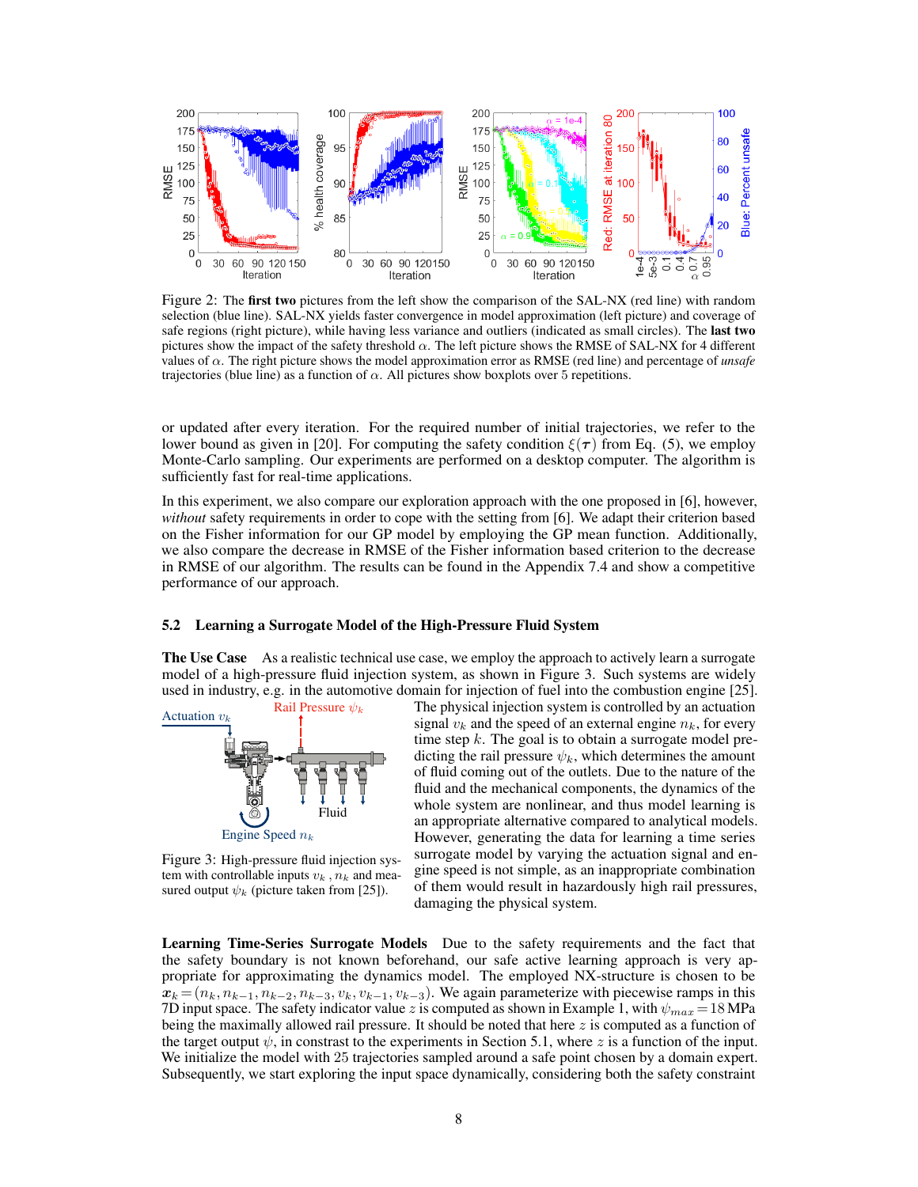Figure 2: The **first two** pictures from the left show the comparison of the SAL-NX (red line) with random selection (blue line). SAL-NX yields faster convergence in model approximation (left picture) and coverage of safe regions (right picture), while having less variance and outliers (indicated as small circles). The **last two** pictures show the impact of the safety threshold $\alpha$. The left picture shows the RMSE of SAL-NX for 4 different values of $\alpha$. The right picture shows the model approximation error as RMSE (red line) and percentage of *unsafe* trajectories (blue line) as a function of $\alpha$. All pictures show boxplots over 5 repetitions.

or updated after every iteration. For the required number of initial trajectories, we refer to the lower bound as given in [20]. For computing the safety condition $\xi(\boldsymbol{\tau})$ from Eq. (5), we employ Monte-Carlo sampling. Our experiments are performed on a desktop computer. The algorithm is sufficiently fast for real-time applications.

In this experiment, we also compare our exploration approach with the one proposed in [6], however, *without* safety requirements in order to cope with the setting from [6]. We adapt their criterion based on the Fisher information for our GP model by employing the GP mean function. Additionally, we also compare the decrease in RMSE of the Fisher information based criterion to the decrease in RMSE of our algorithm. The results can be found in the Appendix 7.4 and show a competitive performance of our approach.

### 5.2 Learning a Surrogate Model of the High-Pressure Fluid System

**The Use Case** As a realistic technical use case, we employ the approach to actively learn a surrogate model of a high-pressure fluid injection system, as shown in Figure 3. Such systems are widely used in industry, e.g. in the automotive domain for injection of fuel into the combustion engine [25]. The physical injection system is controlled by an actuation signal $v_k$ and the speed of an external engine $n_k$, for every time step $k$. The goal is to obtain a surrogate model predicting the rail pressure $\psi_k$, which determines the amount of fluid coming out of the outlets. Due to the nature of the fluid and the mechanical components, the dynamics of the whole system are nonlinear, and thus model learning is an appropriate alternative compared to analytical models. However, generating the data for learning a time series surrogate model by varying the actuation signal and engine speed is not simple, as an inappropriate combination of them would result in hazardously high rail pressures, damaging the physical system.

Figure 3: High-pressure fluid injection system with controllable inputs $v_k$ , $n_k$ and measured output $\psi_k$ (picture taken from [25]).

**Learning Time-Series Surrogate Models** Due to the safety requirements and the fact that the safety boundary is not known beforehand, our safe active learning approach is very appropriate for approximating the dynamics model. The employed NX-structure is chosen to be $\boldsymbol{x}_k = (n_k, n_{k-1}, n_{k-2}, n_{k-3}, v_k, v_{k-1}, v_{k-3})$. We again parameterize with piecewise ramps in this 7D input space. The safety indicator value $z$ is computed as shown in Example 1, with $\psi_{max} = 18$ MPa being the maximally allowed rail pressure. It should be noted that here $z$ is computed as a function of the target output $\psi$, in constrast to the experiments in Section 5.1, where $z$ is a function of the input. We initialize the model with 25 trajectories sampled around a safe point chosen by a domain expert. Subsequently, we start exploring the input space dynamically, considering both the safety constraint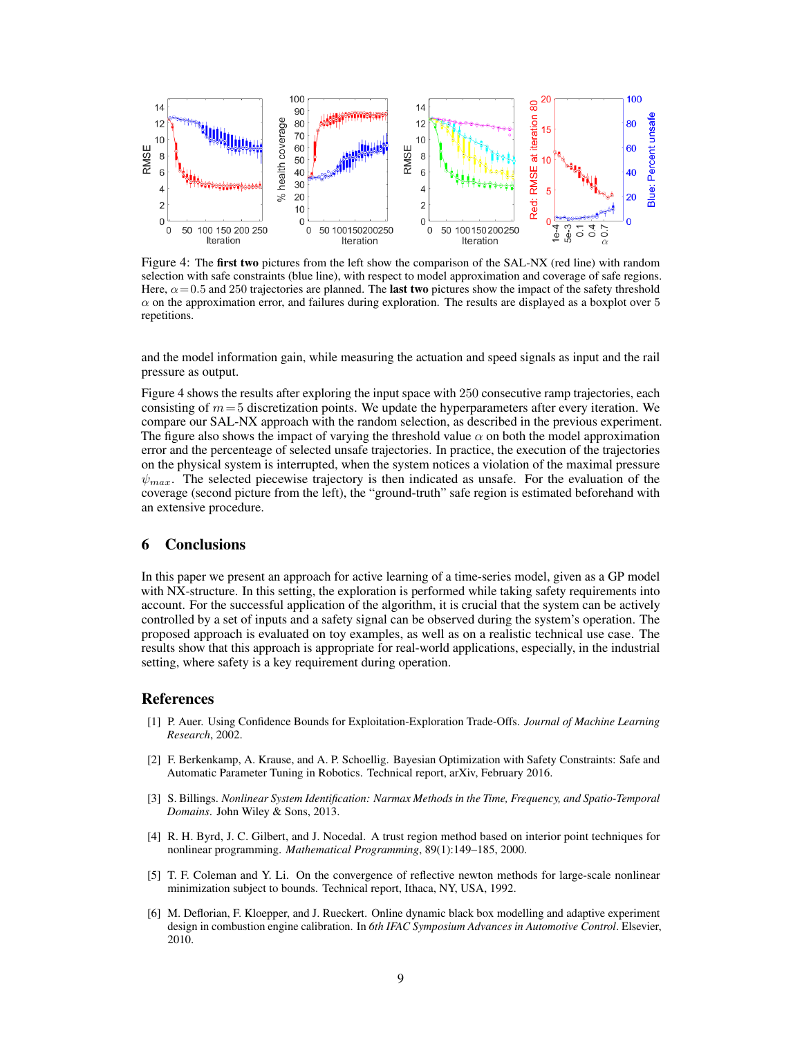Figure 4: The **first two** pictures from the left show the comparison of the SAL-NX (red line) with random selection with safe constraints (blue line), with respect to model approximation and coverage of safe regions. Here, $\alpha = 0.5$ and 250 trajectories are planned. The **last two** pictures show the impact of the safety threshold $\alpha$ on the approximation error, and failures during exploration. The results are displayed as a boxplot over 5 repetitions.

and the model information gain, while measuring the actuation and speed signals as input and the rail pressure as output.

Figure 4 shows the results after exploring the input space with 250 consecutive ramp trajectories, each consisting of $m = 5$ discretization points. We update the hyperparameters after every iteration. We compare our SAL-NX approach with the random selection, as described in the previous experiment. The figure also shows the impact of varying the threshold value $\alpha$ on both the model approximation error and the percenteage of selected unsafe trajectories. In practice, the execution of the trajectories on the physical system is interrupted, when the system notices a violation of the maximal pressure $\psi_{max}$. The selected piecewise trajectory is then indicated as unsafe. For the evaluation of the coverage (second picture from the left), the "ground-truth" safe region is estimated beforehand with an extensive procedure.

## 6 Conclusions

In this paper we present an approach for active learning of a time-series model, given as a GP model with NX-structure. In this setting, the exploration is performed while taking safety requirements into account. For the successful application of the algorithm, it is crucial that the system can be actively controlled by a set of inputs and a safety signal can be observed during the system's operation. The proposed approach is evaluated on toy examples, as well as on a realistic technical use case. The results show that this approach is appropriate for real-world applications, especially, in the industrial setting, where safety is a key requirement during operation.

## References

[1] P. Auer. Using Confidence Bounds for Exploitation-Exploration Trade-Offs. *Journal of Machine Learning Research*, 2002.

[2] F. Berkenkamp, A. Krause, and A. P. Schoellig. Bayesian Optimization with Safety Constraints: Safe and Automatic Parameter Tuning in Robotics. Technical report, arXiv, February 2016.

[3] S. Billings. *Nonlinear System Identification: Narmax Methods in the Time, Frequency, and Spatio-Temporal Domains*. John Wiley & Sons, 2013.

[4] R. H. Byrd, J. C. Gilbert, and J. Nocedal. A trust region method based on interior point techniques for nonlinear programming. *Mathematical Programming*, 89(1):149–185, 2000.

[5] T. F. Coleman and Y. Li. On the convergence of reflective newton methods for large-scale nonlinear minimization subject to bounds. Technical report, Ithaca, NY, USA, 1992.

[6] M. Deflorian, F. Kloepper, and J. Rueckert. Online dynamic black box modelling and adaptive experiment design in combustion engine calibration. In *6th IFAC Symposium Advances in Automotive Control*. Elsevier, 2010.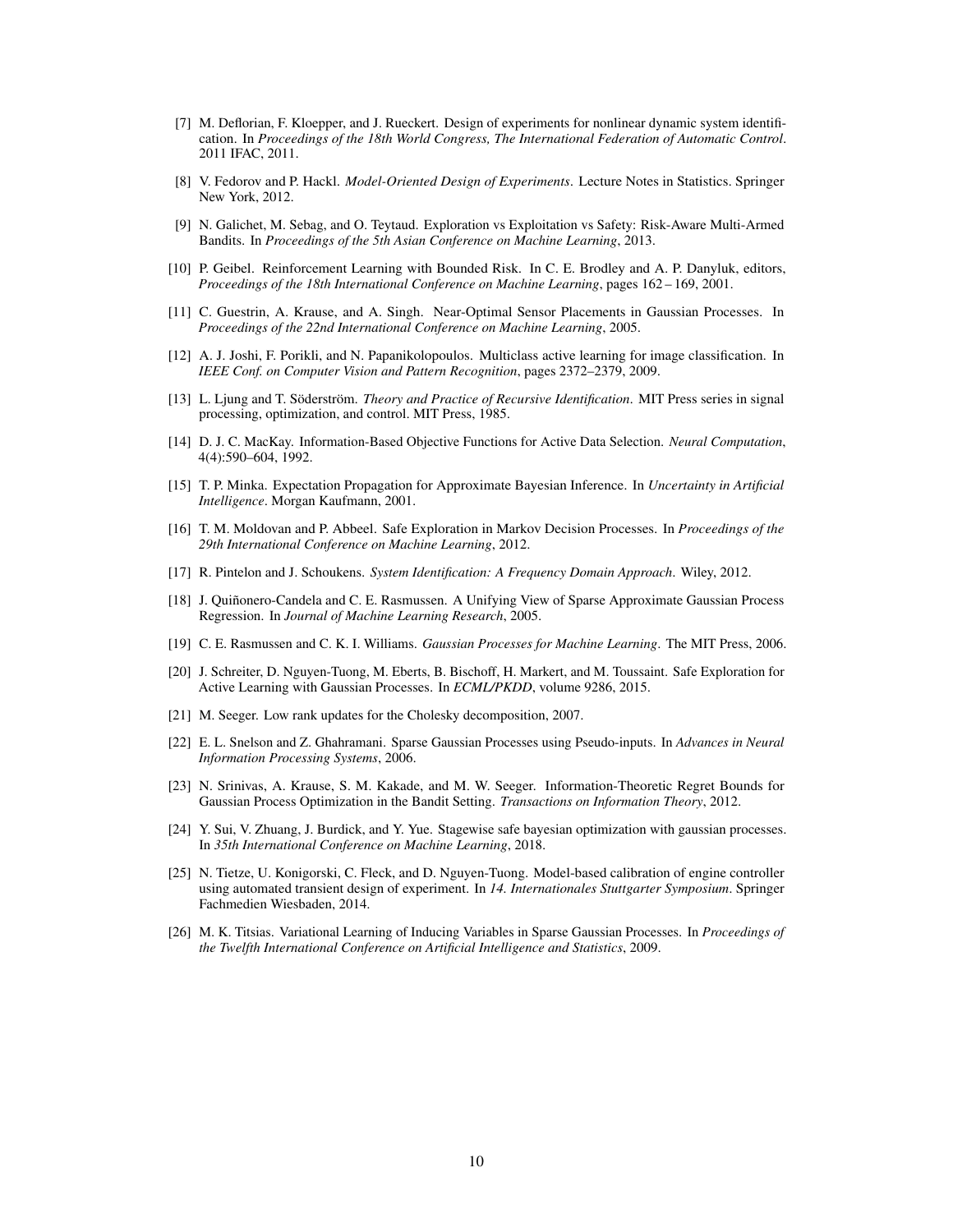[7] M. Deflorian, F. Kloepper, and J. Rueckert. Design of experiments for nonlinear dynamic system identification. In *Proceedings of the 18th World Congress, The International Federation of Automatic Control*. 2011 IFAC, 2011.

[8] V. Fedorov and P. Hackl. *Model-Oriented Design of Experiments*. Lecture Notes in Statistics. Springer New York, 2012.

[9] N. Galichet, M. Sebag, and O. Teytaud. Exploration vs Exploitation vs Safety: Risk-Aware Multi-Armed Bandits. In *Proceedings of the 5th Asian Conference on Machine Learning*, 2013.

[10] P. Geibel. Reinforcement Learning with Bounded Risk. In C. E. Brodley and A. P. Danyluk, editors, *Proceedings of the 18th International Conference on Machine Learning*, pages 162 – 169, 2001.

[11] C. Guestrin, A. Krause, and A. Singh. Near-Optimal Sensor Placements in Gaussian Processes. In *Proceedings of the 22nd International Conference on Machine Learning*, 2005.

[12] A. J. Joshi, F. Porikli, and N. Papanikolopoulos. Multiclass active learning for image classification. In *IEEE Conf. on Computer Vision and Pattern Recognition*, pages 2372–2379, 2009.

[13] L. Ljung and T. Söderström. *Theory and Practice of Recursive Identification*. MIT Press series in signal processing, optimization, and control. MIT Press, 1985.

[14] D. J. C. MacKay. Information-Based Objective Functions for Active Data Selection. *Neural Computation*, 4(4):590–604, 1992.

[15] T. P. Minka. Expectation Propagation for Approximate Bayesian Inference. In *Uncertainty in Artificial Intelligence*. Morgan Kaufmann, 2001.

[16] T. M. Moldovan and P. Abbeel. Safe Exploration in Markov Decision Processes. In *Proceedings of the 29th International Conference on Machine Learning*, 2012.

[17] R. Pintelon and J. Schoukens. *System Identification: A Frequency Domain Approach*. Wiley, 2012.

[18] J. Quiñonero-Candela and C. E. Rasmussen. A Unifying View of Sparse Approximate Gaussian Process Regression. In *Journal of Machine Learning Research*, 2005.

[19] C. E. Rasmussen and C. K. I. Williams. *Gaussian Processes for Machine Learning*. The MIT Press, 2006.

[20] J. Schreiter, D. Nguyen-Tuong, M. Eberts, B. Bischoff, H. Markert, and M. Toussaint. Safe Exploration for Active Learning with Gaussian Processes. In *ECML/PKDD*, volume 9286, 2015.

[21] M. Seeger. Low rank updates for the Cholesky decomposition, 2007.

[22] E. L. Snelson and Z. Ghahramani. Sparse Gaussian Processes using Pseudo-inputs. In *Advances in Neural Information Processing Systems*, 2006.

[23] N. Srinivas, A. Krause, S. M. Kakade, and M. W. Seeger. Information-Theoretic Regret Bounds for Gaussian Process Optimization in the Bandit Setting. *Transactions on Information Theory*, 2012.

[24] Y. Sui, V. Zhuang, J. Burdick, and Y. Yue. Stagewise safe bayesian optimization with gaussian processes. In *35th International Conference on Machine Learning*, 2018.

[25] N. Tietze, U. Konigorski, C. Fleck, and D. Nguyen-Tuong. Model-based calibration of engine controller using automated transient design of experiment. In *14. Internationales Stuttgarter Symposium*. Springer Fachmedien Wiesbaden, 2014.

[26] M. K. Titsias. Variational Learning of Inducing Variables in Sparse Gaussian Processes. In *Proceedings of the Twelfth International Conference on Artificial Intelligence and Statistics*, 2009.